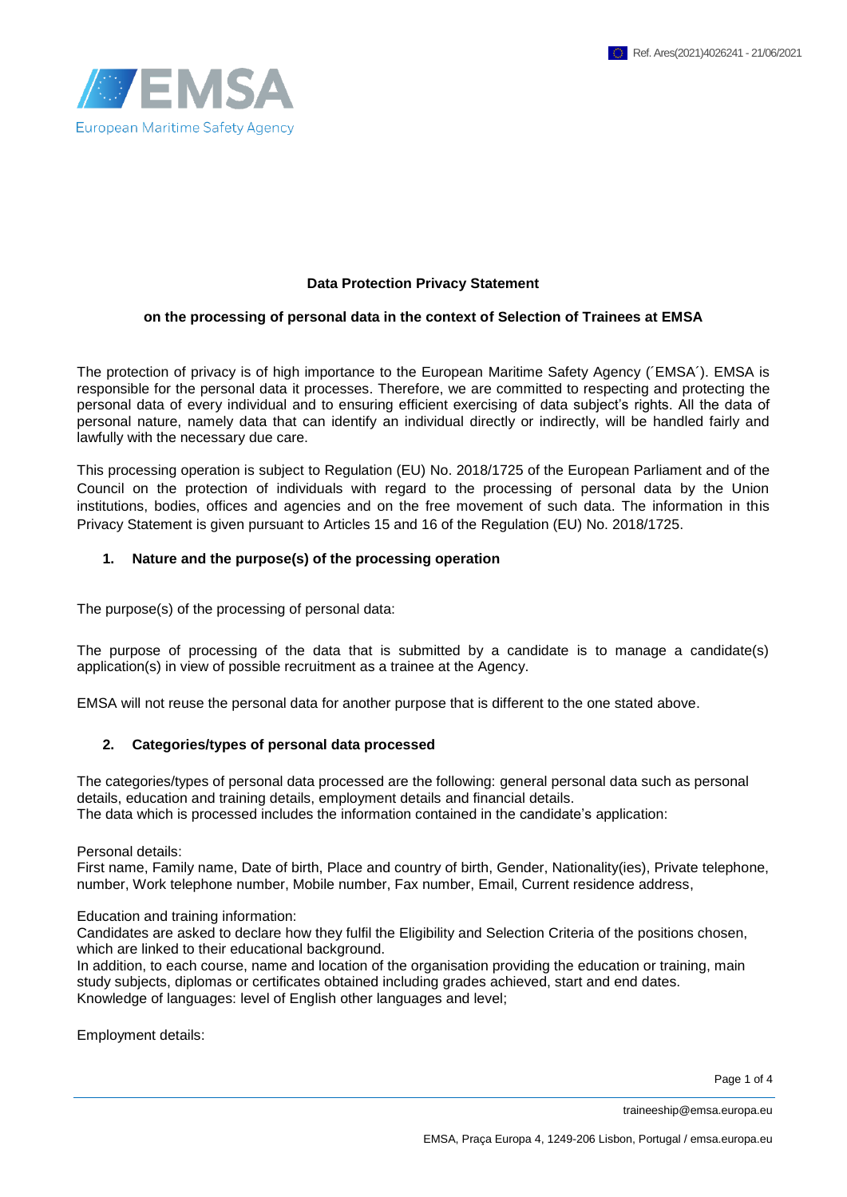Ref. Ares(2021)4026241 - 21/06/2021

EMSA

European Maritime Safety Agency

**Data Protection Privacy Statement**

**on the processing of personal data in the context of Selection of Trainees at EMSA**

The protection of privacy is of high importance to the European Maritime Safety Agency (´EMSA´). EMSA is responsible for the personal data it processes. Therefore, we are committed to respecting and protecting the personal data of every individual and to ensuring efficient exercising of data subject's rights. All the data of personal nature, namely data that can identify an individual directly or indirectly, will be handled fairly and lawfully with the necessary due care.

This processing operation is subject to Regulation (EU) No. 2018/1725 of the European Parliament and of the Council on the protection of individuals with regard to the processing of personal data by the Union institutions, bodies, offices and agencies and on the free movement of such data. The information in this Privacy Statement is given pursuant to Articles 15 and 16 of the Regulation (EU) No. 2018/1725.

## 1. Nature and the purpose(s) of the processing operation

The purpose(s) of the processing of personal data:

The purpose of processing of the data that is submitted by a candidate is to manage a candidate(s) application(s) in view of possible recruitment as a trainee at the Agency.

EMSA will not reuse the personal data for another purpose that is different to the one stated above.

## 2. Categories/types of personal data processed

The categories/types of personal data processed are the following: general personal data such as personal details, education and training details, employment details and financial details.
The data which is processed includes the information contained in the candidate's application:

Personal details:
First name, Family name, Date of birth, Place and country of birth, Gender, Nationality(ies), Private telephone, number, Work telephone number, Mobile number, Fax number, Email, Current residence address,

Education and training information:
Candidates are asked to declare how they fulfil the Eligibility and Selection Criteria of the positions chosen, which are linked to their educational background.
In addition, to each course, name and location of the organisation providing the education or training, main study subjects, diplomas or certificates obtained including grades achieved, start and end dates.
Knowledge of languages: level of English other languages and level;

Employment details:

traineeship@emsa.europa.eu

EMSA, Praça Europa 4, 1249-206 Lisbon, Portugal / emsa.europa.eu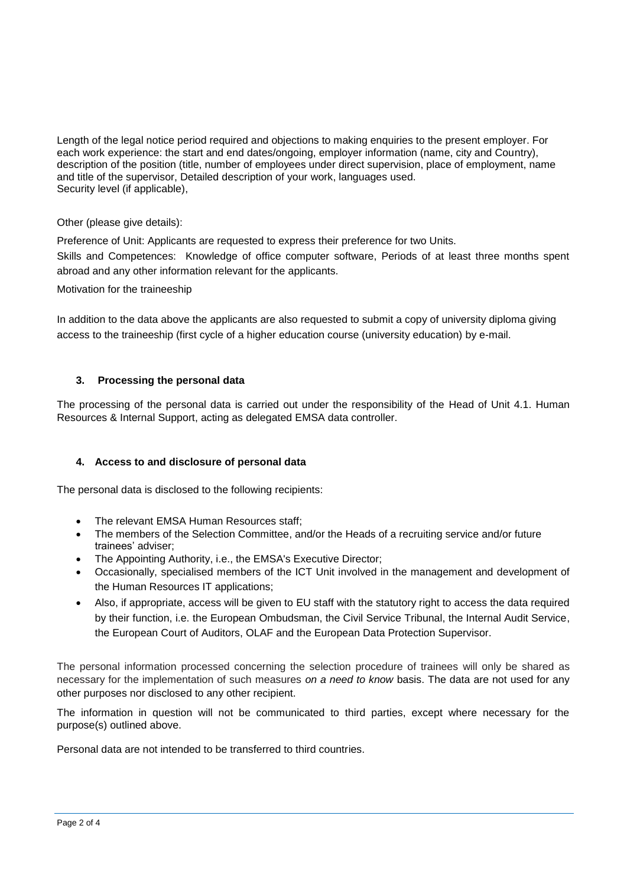Length of the legal notice period required and objections to making enquiries to the present employer. For each work experience: the start and end dates/ongoing, employer information (name, city and Country), description of the position (title, number of employees under direct supervision, place of employment, name and title of the supervisor, Detailed description of your work, languages used.
Security level (if applicable),

Other (please give details):

Preference of Unit: Applicants are requested to express their preference for two Units.

Skills and Competences: Knowledge of office computer software, Periods of at least three months spent abroad and any other information relevant for the applicants.

Motivation for the traineeship

In addition to the data above the applicants are also requested to submit a copy of university diploma giving access to the traineeship (first cycle of a higher education course (university education) by e-mail.

### 3. Processing the personal data

The processing of the personal data is carried out under the responsibility of the Head of Unit 4.1. Human Resources & Internal Support, acting as delegated EMSA data controller.

### 4. Access to and disclosure of personal data

The personal data is disclosed to the following recipients:

- The relevant EMSA Human Resources staff;
- The members of the Selection Committee, and/or the Heads of a recruiting service and/or future trainees' adviser;
- The Appointing Authority, i.e., the EMSA's Executive Director;
- Occasionally, specialised members of the ICT Unit involved in the management and development of the Human Resources IT applications;
- Also, if appropriate, access will be given to EU staff with the statutory right to access the data required by their function, i.e. the European Ombudsman, the Civil Service Tribunal, the Internal Audit Service, the European Court of Auditors, OLAF and the European Data Protection Supervisor.

The personal information processed concerning the selection procedure of trainees will only be shared as necessary for the implementation of such measures *on a need to know* basis. The data are not used for any other purposes nor disclosed to any other recipient.

The information in question will not be communicated to third parties, except where necessary for the purpose(s) outlined above.

Personal data are not intended to be transferred to third countries.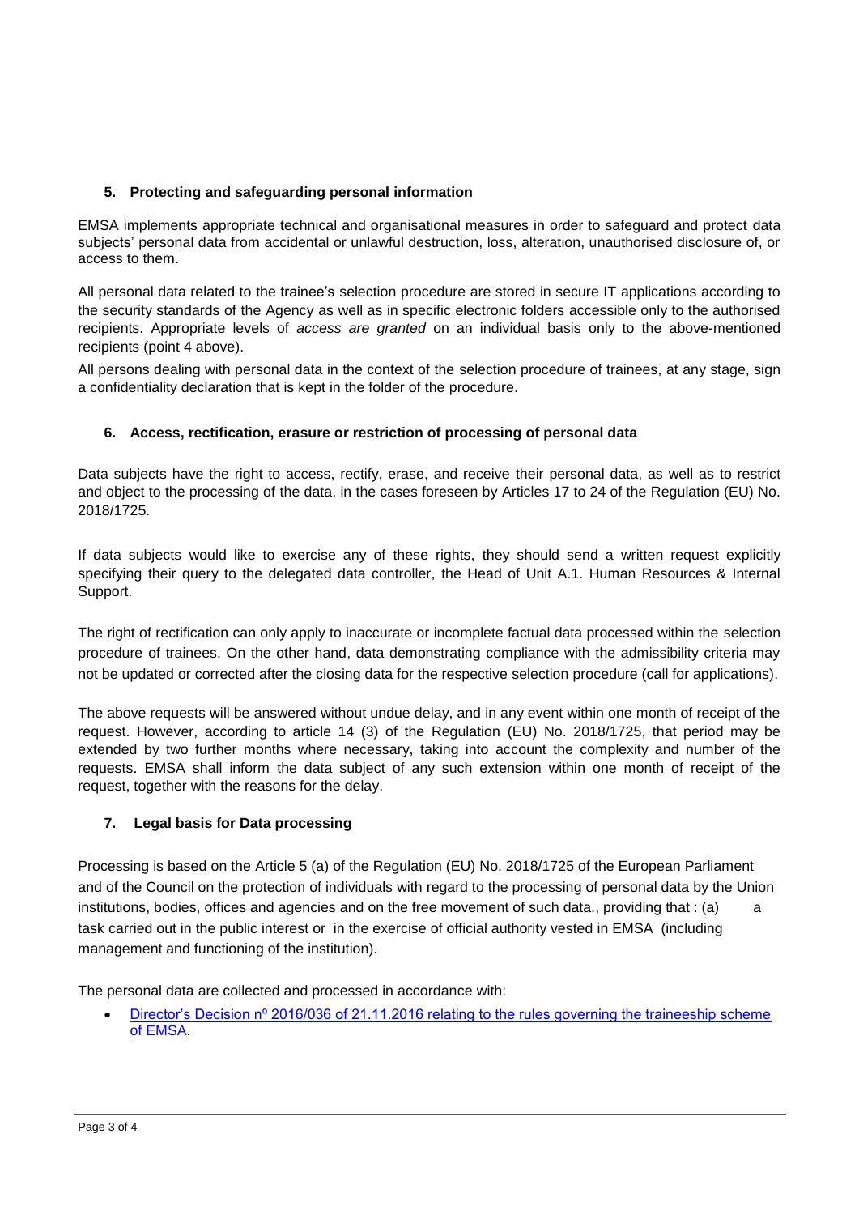## 5. Protecting and safeguarding personal information

EMSA implements appropriate technical and organisational measures in order to safeguard and protect data subjects' personal data from accidental or unlawful destruction, loss, alteration, unauthorised disclosure of, or access to them.

All personal data related to the trainee's selection procedure are stored in secure IT applications according to the security standards of the Agency as well as in specific electronic folders accessible only to the authorised recipients. Appropriate levels of *access are granted* on an individual basis only to the above-mentioned recipients (point 4 above).

All persons dealing with personal data in the context of the selection procedure of trainees, at any stage, sign a confidentiality declaration that is kept in the folder of the procedure.

## 6. Access, rectification, erasure or restriction of processing of personal data

Data subjects have the right to access, rectify, erase, and receive their personal data, as well as to restrict and object to the processing of the data, in the cases foreseen by Articles 17 to 24 of the Regulation (EU) No. 2018/1725.

If data subjects would like to exercise any of these rights, they should send a written request explicitly specifying their query to the delegated data controller, the Head of Unit A.1. Human Resources & Internal Support.

The right of rectification can only apply to inaccurate or incomplete factual data processed within the selection procedure of trainees. On the other hand, data demonstrating compliance with the admissibility criteria may not be updated or corrected after the closing data for the respective selection procedure (call for applications).

The above requests will be answered without undue delay, and in any event within one month of receipt of the request. However, according to article 14 (3) of the Regulation (EU) No. 2018/1725, that period may be extended by two further months where necessary, taking into account the complexity and number of the requests. EMSA shall inform the data subject of any such extension within one month of receipt of the request, together with the reasons for the delay.

## 7. Legal basis for Data processing

Processing is based on the Article 5 (a) of the Regulation (EU) No. 2018/1725 of the European Parliament and of the Council on the protection of individuals with regard to the processing of personal data by the Union institutions, bodies, offices and agencies and on the free movement of such data., providing that : (a) a task carried out in the public interest or in the exercise of official authority vested in EMSA (including management and functioning of the institution).

The personal data are collected and processed in accordance with:

- Director's Decision nº 2016/036 of 21.11.2016 relating to the rules governing the traineeship scheme of EMSA.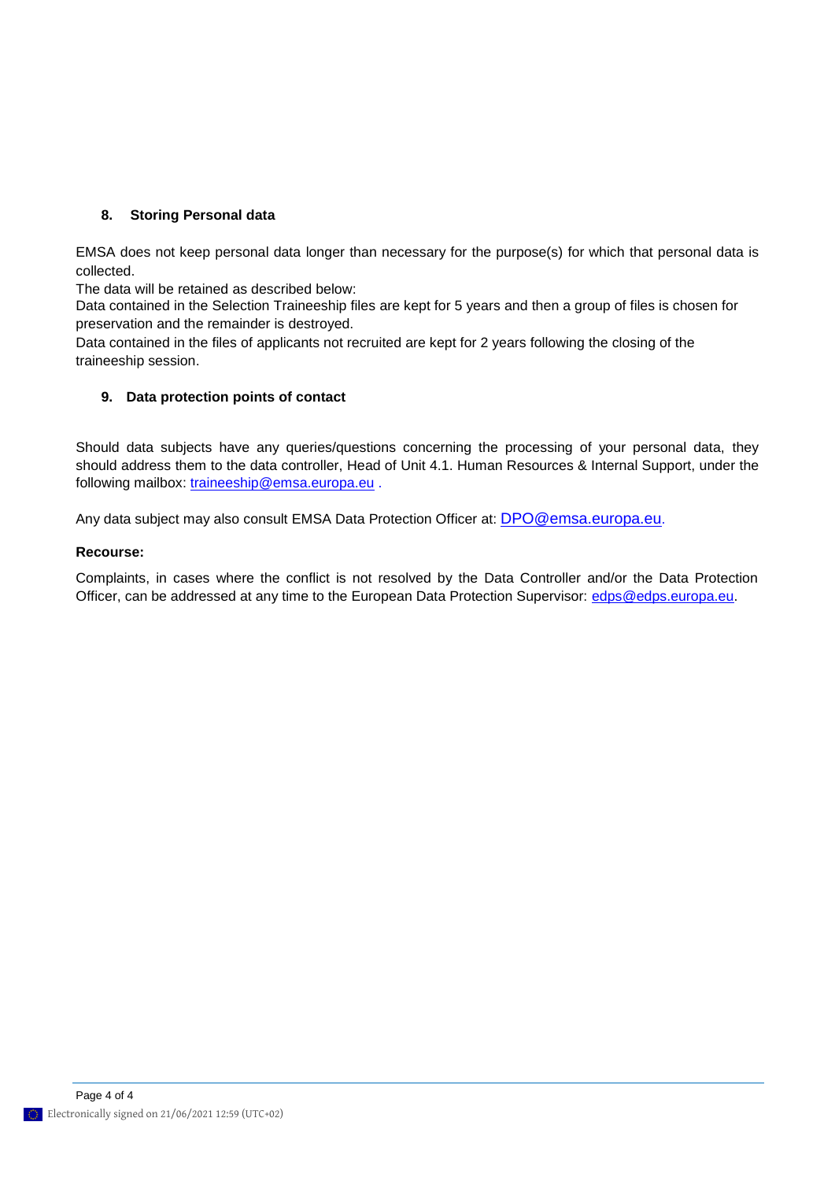## 8. Storing Personal data

EMSA does not keep personal data longer than necessary for the purpose(s) for which that personal data is collected.

The data will be retained as described below:

Data contained in the Selection Traineeship files are kept for 5 years and then a group of files is chosen for preservation and the remainder is destroyed.

Data contained in the files of applicants not recruited are kept for 2 years following the closing of the traineeship session.

## 9. Data protection points of contact

Should data subjects have any queries/questions concerning the processing of your personal data, they should address them to the data controller, Head of Unit 4.1. Human Resources & Internal Support, under the following mailbox: traineeship@emsa.europa.eu .

Any data subject may also consult EMSA Data Protection Officer at: DPO@emsa.europa.eu.

**Recourse:**

Complaints, in cases where the conflict is not resolved by the Data Controller and/or the Data Protection Officer, can be addressed at any time to the European Data Protection Supervisor: edps@edps.europa.eu.

Electronically signed on 21/06/2021 12:59 (UTC+02)